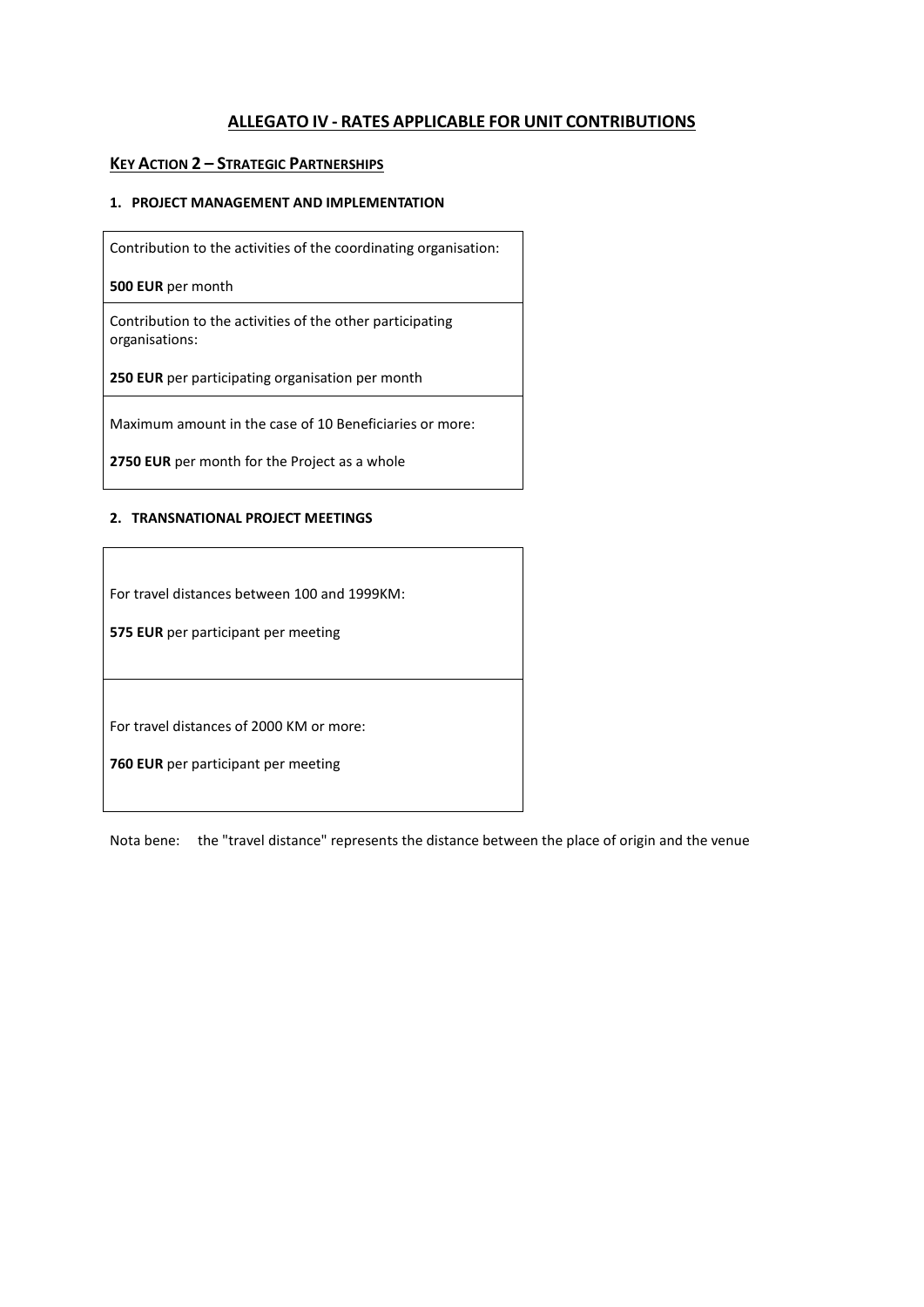# ALLEGATO IV - RATES APPLICABLE FOR UNIT CONTRIBUTIONS

## KEY ACTION 2 – STRATEGIC PARTNERSHIPS

### 1. PROJECT MANAGEMENT AND IMPLEMENTATION

| |
|---|
| Contribution to the activities of the coordinating organisation:<br><br>**500 EUR** per month |
| Contribution to the activities of the other participating organisations:<br><br>**250 EUR** per participating organisation per month |
| Maximum amount in the case of 10 Beneficiaries or more:<br><br>**2750 EUR** per month for the Project as a whole |

### 2. TRANSNATIONAL PROJECT MEETINGS

| |
|---|
| For travel distances between 100 and 1999KM:<br><br>**575 EUR** per participant per meeting |
| For travel distances of 2000 KM or more:<br><br>**760 EUR** per participant per meeting |

Nota bene: the "travel distance" represents the distance between the place of origin and the venue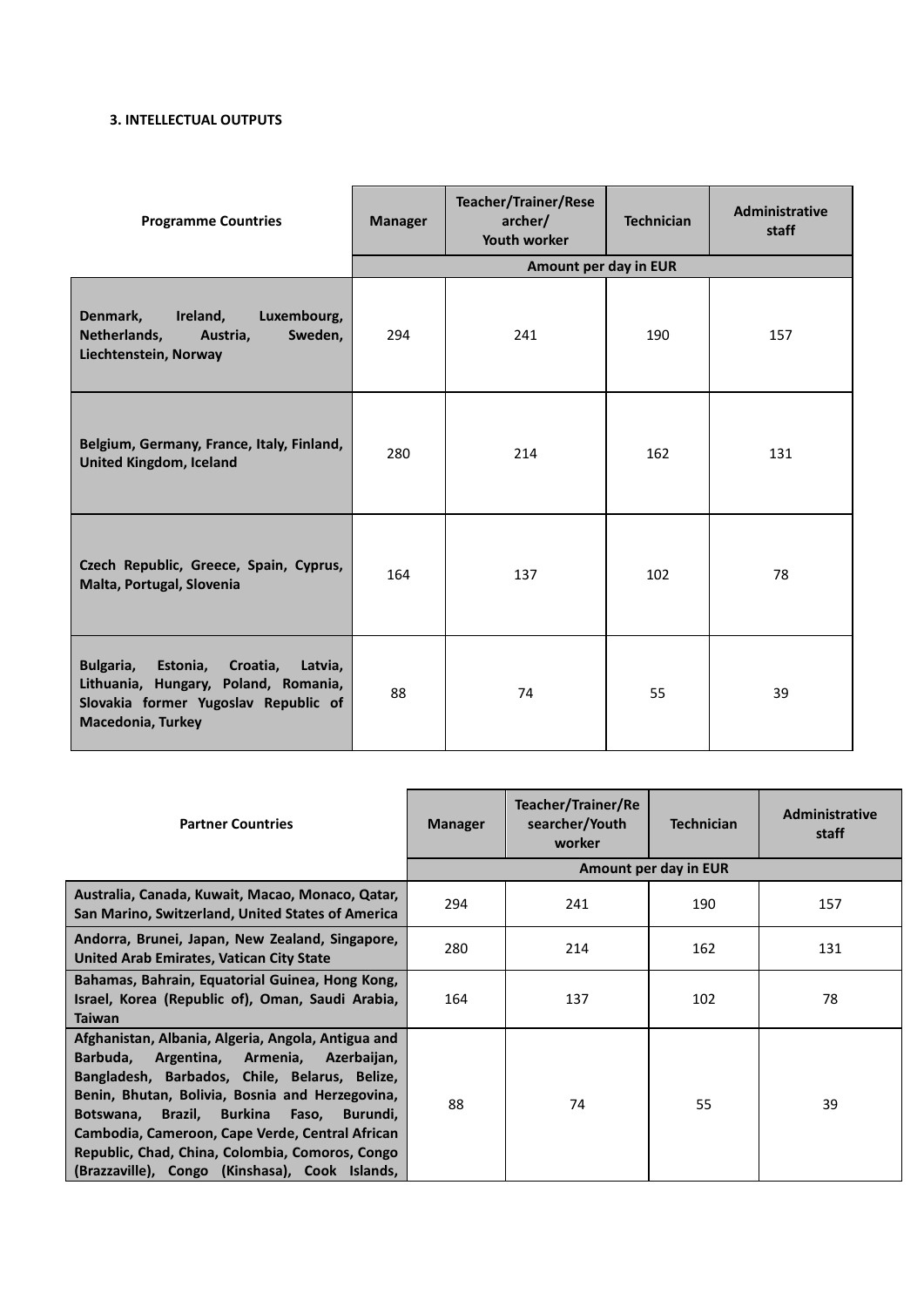**3. INTELLECTUAL OUTPUTS**

| Programme Countries | Manager | Teacher/Trainer/Researcher/ Youth worker | Technician | Administrative staff |
|---|---|---|---|---|
| | Amount per day in EUR | | | |
| **Denmark, Ireland, Luxembourg, Netherlands, Austria, Sweden, Liechtenstein, Norway** | 294 | 241 | 190 | 157 |
| **Belgium, Germany, France, Italy, Finland, United Kingdom, Iceland** | 280 | 214 | 162 | 131 |
| **Czech Republic, Greece, Spain, Cyprus, Malta, Portugal, Slovenia** | 164 | 137 | 102 | 78 |
| **Bulgaria, Estonia, Croatia, Latvia, Lithuania, Hungary, Poland, Romania, Slovakia former Yugoslav Republic of Macedonia, Turkey** | 88 | 74 | 55 | 39 |

| Partner Countries | Manager | Teacher/Trainer/Researcher/Youth worker | Technician | Administrative staff |
|---|---|---|---|---|
| | Amount per day in EUR | | | |
| **Australia, Canada, Kuwait, Macao, Monaco, Qatar, San Marino, Switzerland, United States of America** | 294 | 241 | 190 | 157 |
| **Andorra, Brunei, Japan, New Zealand, Singapore, United Emirates, Vatican City State** | 280 | 214 | 162 | 131 |
| **Bahamas, Bahrain, Equatorial Guinea, Hong Kong, Israel, Korea (Republic of), Oman, Saudi Arabia, Taiwan** | 164 | 137 | 102 | 78 |
| **Afghanistan, Albania, Algeria, Angola, Antigua and Barbuda, Argentina, Armenia, Azerbaijan, Bangladesh, Barbados, Chile, Belarus, Belize, Benin, Bhutan, Bolivia, Bosnia and Herzegovina, Botswana, Brazil, Burkina Faso, Burundi, Cambodia, Cameroon, Cape Verde, Central African Republic, Chad, China, Colombia, Comoros, Congo (Brazzaville), Congo (Kinshasa), Cook Islands,** | 88 | 74 | 55 | 39 |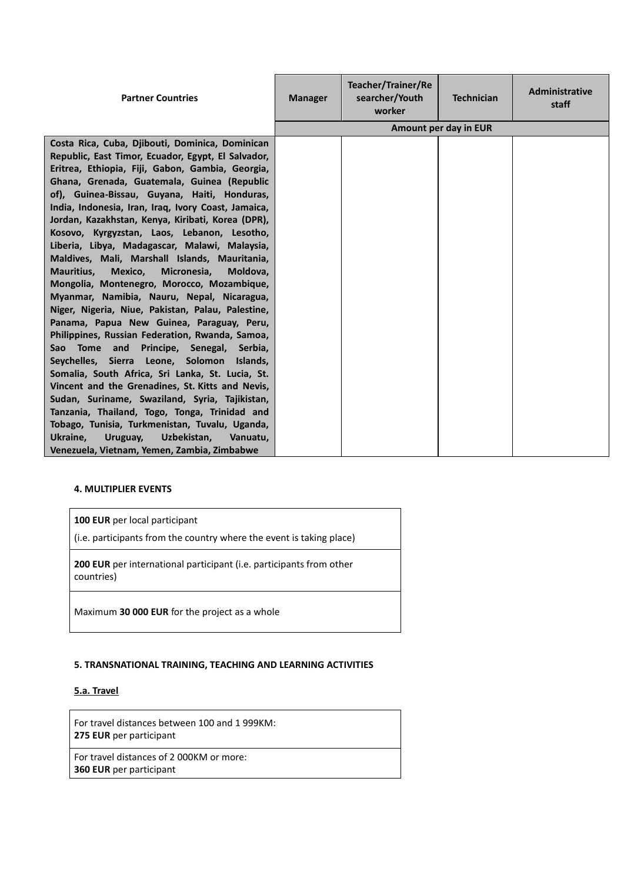| Partner Countries | Manager | Teacher/Trainer/Researcher/Youth worker | Technician | Administrative staff |
|---|---|---|---|---|
| | Amount per day in EUR | | | |
| **Costa Rica, Cuba, Djibouti, Dominica, Dominican Republic, East Timor, Ecuador, Egypt, El Salvador, Eritrea, Ethiopia, Fiji, Gabon, Gambia, Georgia, Ghana, Grenada, Guatemala, Guinea (Republic of), Guinea-Bissau, Guyana, Haiti, Honduras, India, Indonesia, Iran, Iraq, Ivory Coast, Jamaica, Jordan, Kazakhstan, Kenya, Kiribati, Korea (DPR), Kosovo, Kyrgyzstan, Laos, Lebanon, Lesotho, Liberia, Libya, Madagascar, Malawi, Malaysia, Maldives, Mali, Marshall Islands, Mauritania, Mauritius, Mexico, Micronesia, Moldova, Mongolia, Montenegro, Morocco, Mozambique, Myanmar, Namibia, Nauru, Nepal, Nicaragua, Niger, Nigeria, Niue, Pakistan, Palau, Palestine, Panama, Papua New Guinea, Paraguay, Peru, Philippines, Russian Federation, Rwanda, Samoa, Sao Tome and Principe, Senegal, Serbia, Seychelles, Sierra Leone, Solomon Islands, Somalia, South Africa, Sri Lanka, St. Lucia, St. Vincent and the Grenadines, St. Kitts and Nevis, Sudan, Suriname, Swaziland, Syria, Tajikistan, Tanzania, Thailand, Togo, Tonga, Trinidad and Tobago, Tunisia, Turkmenistan, Tuvalu, Uganda, Ukraine, Uruguay, Uzbekistan, Vanuatu, Venezuela, Vietnam, Yemen, Zambia, Zimbabwe** | | | | |

#### 4. MULTIPLIER EVENTS

| |
|---|
| **100 EUR** per local participant<br>(i.e. participants from the country where the event is taking place) |
| **200 EUR** per international participant (i.e. participants from other countries) |
| Maximum **30 000 EUR** for the project as a whole |

#### 5. TRANSNATIONAL TRAINING, TEACHING AND LEARNING ACTIVITIES

**5.a. Travel**

| |
|---|
| For travel distances between 100 and 1 999KM:<br>**275 EUR** per participant |
| For travel distances of 2 000KM or more:<br>**360 EUR** per participant |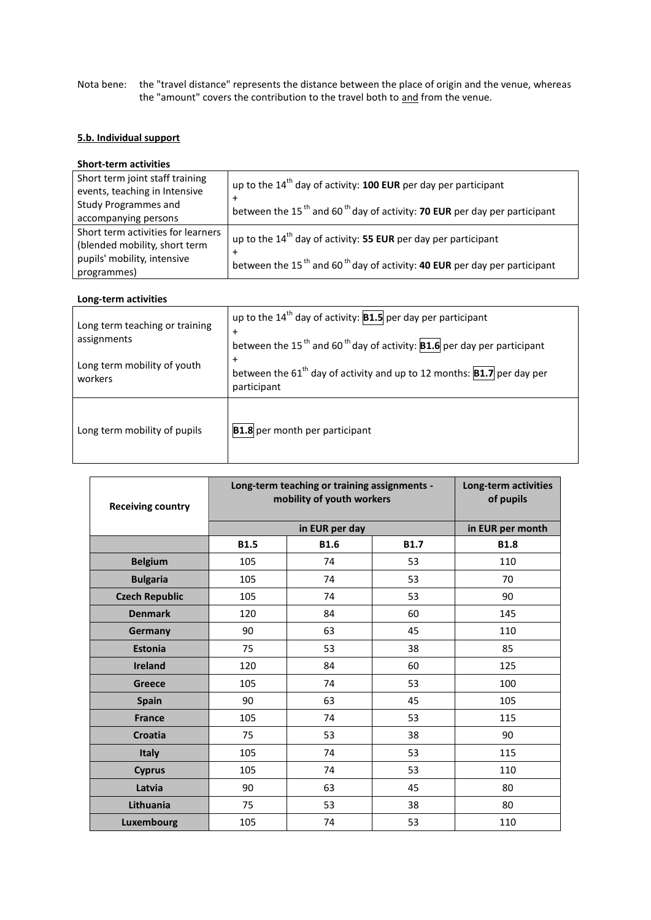Nota bene: the "travel distance" represents the distance between the place of origin and the venue, whereas the "amount" covers the contribution to the travel both to and from the venue.

### 5.b. Individual support

**Short-term activities**

| | |
|---|---|
| Short term joint staff training events, teaching in Intensive Study Programmes and accompanying persons | up to the 14th day of activity: **100 EUR** per day per participant + between the 15th and 60th day of activity: **70 EUR** per day per participant |
| Short term activities for learners (blended mobility, short term pupils' mobility, intensive programmes) | up to the 14th day of activity: **55 EUR** per day per participant + between the 15th and 60th day of activity: **40 EUR** per day per participant |

**Long-term activities**

| | |
|---|---|
| Long term teaching or training assignments<br><br>Long term mobility of youth workers | up to the 14th day of activity: **B1.5** per day per participant + between the 15th and 60th day of activity: **B1.6** per day per participant + between the 61th day of activity and up to 12 months: **B1.7** per day per participant |
| Long term mobility of pupils | **B1.8** per month per participant |

| Receiving country | Long-term teaching or training assignments - mobility of youth workers | | | Long-term activities of pupils |
|---|---|---|---|---|
| | in EUR per day | | | in EUR per month |
| | **B1.5** | **B1.6** | **B1.7** | **B1.8** |
| **Belgium** | 105 | 74 | 53 | 110 |
| **Bulgaria** | 105 | 74 | 53 | 70 |
| **Czech Republic** | 105 | 74 | 53 | 90 |
| **Denmark** | 120 | 84 | 60 | 145 |
| **Germany** | 90 | 63 | 45 | 110 |
| **Estonia** | 75 | 53 | 38 | 85 |
| **Ireland** | 120 | 84 | 60 | 125 |
| **Greece** | 105 | 74 | 53 | 100 |
| **Spain** | 90 | 63 | 45 | 105 |
| **France** | 105 | 74 | 53 | 115 |
| **Croatia** | 75 | 53 | 38 | 90 |
| **Italy** | 105 | 74 | 53 | 115 |
| **Cyprus** | 105 | 74 | 53 | 110 |
| **Latvia** | 90 | 63 | 45 | 80 |
| **Lithuania** | 75 | 53 | 38 | 80 |
| **Luxembourg** | 105 | 74 | 53 | 110 |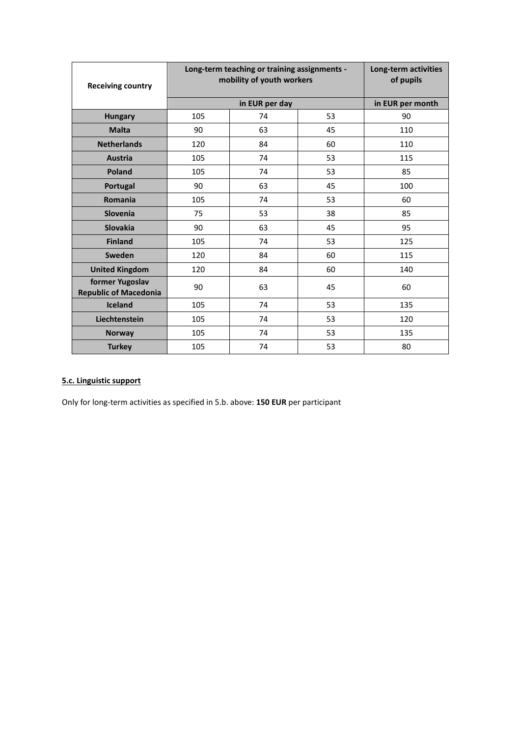| Receiving country | Long-term teaching or training assignments - mobility of youth workers | | | Long-term activities of pupils |
|---|---|---|---|---|
| | in EUR per day | | | in EUR per month |
| **Hungary** | 105 | 74 | 53 | 90 |
| **Malta** | 90 | 63 | 45 | 110 |
| **Netherlands** | 120 | 84 | 60 | 110 |
| **Austria** | 105 | 74 | 53 | 115 |
| **Poland** | 105 | 74 | 53 | 85 |
| **Portugal** | 90 | 63 | 45 | 100 |
| **Romania** | 105 | 74 | 53 | 60 |
| **Slovenia** | 75 | 53 | 38 | 85 |
| **Slovakia** | 90 | 63 | 45 | 95 |
| **Finland** | 105 | 74 | 53 | 125 |
| **Sweden** | 120 | 84 | 60 | 115 |
| **United Kingdom** | 120 | 84 | 60 | 140 |
| **former Yugoslav Republic of Macedonia** | 90 | 63 | 45 | 60 |
| **Iceland** | 105 | 74 | 53 | 135 |
| **Liechtenstein** | 105 | 74 | 53 | 120 |
| **Norway** | 105 | 74 | 53 | 135 |
| **Turkey** | 105 | 74 | 53 | 80 |

**5.c. Linguistic support**

Only for long-term activities as specified in 5.b. above: **150 EUR** per participant